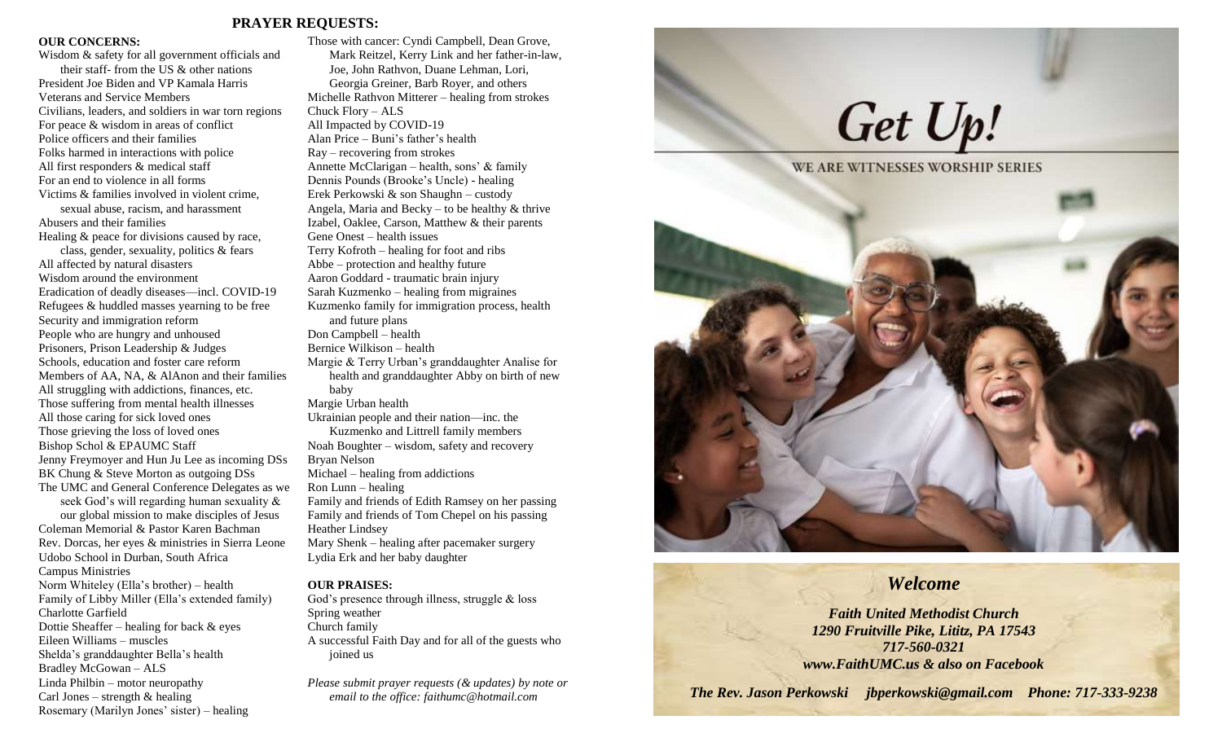## PRAYER REQUESTS:

**OUR CONCERNS:**

Wisdom & safety for all government officials and their staff- from the US & other nations
President Joe Biden and VP Kamala Harris
Veterans and Service Members
Civilians, leaders, and soldiers in war torn regions
For peace & wisdom in areas of conflict
Police officers and their families
Folks harmed in interactions with police
All first responders & medical staff
For an end to violence in all forms
Victims & families involved in violent crime, sexual abuse, racism, and harassment
Abusers and their families
Healing & peace for divisions caused by race, class, gender, sexuality, politics & fears
All affected by natural disasters
Wisdom around the environment
Eradication of deadly diseases—incl. COVID-19
Refugees & huddled masses yearning to be free
Security and immigration reform
People who are hungry and unhoused
Prisoners, Prison Leadership & Judges
Schools, education and foster care reform
Members of AA, NA, & AlAnon and their families
All struggling with addictions, finances, etc.
Those suffering from mental health illnesses
All those caring for sick loved ones
Those grieving the loss of loved ones
Bishop Schol & EPAUMC Staff
Jenny Freymoyer and Hun Ju Lee as incoming DSs
BK Chung & Steve Morton as outgoing DSs
The UMC and General Conference Delegates as we seek God's will regarding human sexuality & our global mission to make disciples of Jesus
Coleman Memorial & Pastor Karen Bachman
Rev. Dorcas, her eyes & ministries in Sierra Leone
Udobo School in Durban, South Africa
Campus Ministries
Norm Whiteley (Ella's brother) – health
Family of Libby Miller (Ella's extended family)
Charlotte Garfield
Dottie Sheaffer – healing for back & eyes
Eileen Williams – muscles
Shelda's granddaughter Bella's health
Bradley McGowan – ALS
Linda Philbin – motor neuropathy
Carl Jones – strength & healing
Rosemary (Marilyn Jones' sister) – healing
Those with cancer: Cyndi Campbell, Dean Grove, Mark Reitzel, Kerry Link and her father-in-law, Joe, John Rathvon, Duane Lehman, Lori, Georgia Greiner, Barb Royer, and others
Michelle Rathvon Mitterer – healing from strokes
Chuck Flory – ALS
All Impacted by COVID-19
Alan Price – Buni's father's health
Ray – recovering from strokes
Annette McClarigan – health, sons' & family
Dennis Pounds (Brooke's Uncle) - healing
Erek Perkowski & son Shaughn – custody
Angela, Maria and Becky – to be healthy & thrive
Izabel, Oaklee, Carson, Matthew & their parents
Gene Onest – health issues
Terry Kofroth – healing for foot and ribs
Abbe – protection and healthy future
Aaron Goddard - traumatic brain injury
Sarah Kuzmenko – healing from migraines
Kuzmenko family for immigration process, health and future plans
Don Campbell – health
Bernice Wilkison – health
Margie & Terry Urban's granddaughter Analise for health and granddaughter Abby on birth of new baby
Margie Urban health
Ukrainian people and their nation—inc. the Kuzmenko and Littrell family members
Noah Boughter – wisdom, safety and recovery
Bryan Nelson
Michael – healing from addictions
Ron Lunn – healing
Family and friends of Edith Ramsey on her passing
Family and friends of Tom Chepel on his passing
Heather Lindsey
Mary Shenk – healing after pacemaker surgery
Lydia Erk and her baby daughter

**OUR PRAISES:**

God's presence through illness, struggle & loss
Spring weather
Church family
A successful Faith Day and for all of the guests who joined us

*Please submit prayer requests (& updates) by note or email to the office: faithumc@hotmail.com*

# Get Up!

WE ARE WITNESSES WORSHIP SERIES

## *Welcome*

***Faith United Methodist Church***
***1290 Fruitville Pike, Lititz, PA 17543***
***717-560-0321***
***www.FaithUMC.us & also on Facebook***

***The Rev. Jason Perkowski    jbperkowski@gmail.com    Phone: 717-333-9238***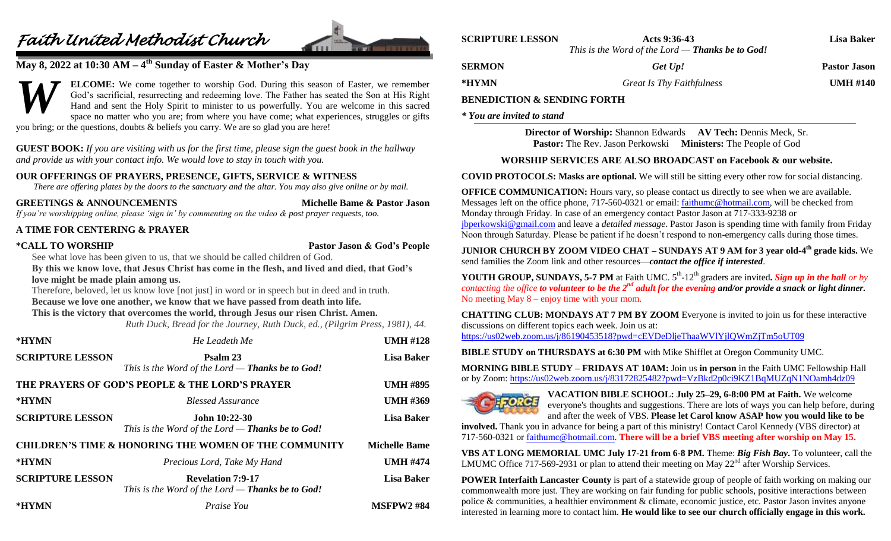# Faith United Methodist Church

## May 8, 2022 at 10:30 AM – 4th Sunday of Easter & Mother's Day

**WELCOME:** We come together to worship God. During this season of Easter, we remember God's sacrificial, resurrecting and redeeming love. The Father has seated the Son at His Right Hand and sent the Holy Spirit to minister to us powerfully. You are welcome in this sacred space no matter who you are; from where you have come; what experiences, struggles or gifts you bring; or the questions, doubts & beliefs you carry. We are so glad you are here!

**GUEST BOOK:** *If you are visiting with us for the first time, please sign the guest book in the hallway and provide us with your contact info. We would love to stay in touch with you.*

**OUR OFFERINGS OF PRAYERS, PRESENCE, GIFTS, SERVICE & WITNESS**
*There are offering plates by the doors to the sanctuary and the altar. You may also give online or by mail.*

**GREETINGS & ANNOUNCEMENTS** — **Michelle Bame & Pastor Jason**
*If you're worshipping online, please 'sign in' by commenting on the video & post prayer requests, too.*

**A TIME FOR CENTERING & PRAYER**

**\*CALL TO WORSHIP** — **Pastor Jason & God's People**

See what love has been given to us, that we should be called children of God.
**By this we know love, that Jesus Christ has come in the flesh, and lived and died, that God's love might be made plain among us.**
Therefore, beloved, let us know love [not just] in word or in speech but in deed and in truth.
**Because we love one another, we know that we have passed from death into life.**
**This is the victory that overcomes the world, through Jesus our risen Christ. Amen.**
*Ruth Duck, Bread for the Journey, Ruth Duck, ed., (Pilgrim Press, 1981), 44.*

| | | |
|---|---|---|
| **\*HYMN** | *He Leadeth Me* | **UMH #128** |
| **SCRIPTURE LESSON** | **Psalm 23**<br>*This is the Word of the Lord — **Thanks be to God!*** | **Lisa Baker** |
| **THE PRAYERS OF GOD'S PEOPLE & THE LORD'S PRAYER** | | **UMH #895** |
| **\*HYMN** | *Blessed Assurance* | **UMH #369** |
| **SCRIPTURE LESSON** | **John 10:22-30**<br>*This is the Word of the Lord — **Thanks be to God!*** | **Lisa Baker** |
| **CHILDREN'S TIME & HONORING THE WOMEN OF THE COMMUNITY** | | **Michelle Bame** |
| **\*HYMN** | *Precious Lord, Take My Hand* | **UMH #474** |
| **SCRIPTURE LESSON** | **Revelation 7:9-17**<br>*This is the Word of the Lord — **Thanks be to God!*** | **Lisa Baker** |
| **\*HYMN** | *Praise You* | **MSFPW2 #84** |
| **SCRIPTURE LESSON** | **Acts 9:36-43**<br>*This is the Word of the Lord — **Thanks be to God!*** | **Lisa Baker** |
| **SERMON** | *Get Up!* | **Pastor Jason** |
| **\*HYMN** | *Great Is Thy Faithfulness* | **UMH #140** |

**BENEDICTION & SENDING FORTH**

***\* You are invited to stand***

**Director of Worship:** Shannon Edwards **AV Tech:** Dennis Meck, Sr.
**Pastor:** The Rev. Jason Perkowski **Ministers:** The People of God

**WORSHIP SERVICES ARE ALSO BROADCAST on Facebook & our website.**

**COVID PROTOCOLS: Masks are optional.** We will still be sitting every other row for social distancing.

**OFFICE COMMUNICATION:** Hours vary, so please contact us directly to see when we are available. Messages left on the office phone, 717-560-0321 or email: faithumc@hotmail.com, will be checked from Monday through Friday. In case of an emergency contact Pastor Jason at 717-333-9238 or jbperkowski@gmail.com and leave a *detailed message*. Pastor Jason is spending time with family from Friday Noon through Saturday. Please be patient if he doesn't respond to non-emergency calls during those times.

**JUNIOR CHURCH BY ZOOM VIDEO CHAT – SUNDAYS AT 9 AM for 3 year old-4th grade kids.** We send families the Zoom link and other resources—***contact the office if interested***.

**YOUTH GROUP, SUNDAYS, 5-7 PM** at Faith UMC. 5th-12th graders are invited**.** ***Sign up in the hall*** *or by contacting the office* ***to volunteer to be the 2nd adult for the evening and/or provide a snack or light dinner.*** No meeting May 8 – enjoy time with your mom.

**CHATTING CLUB: MONDAYS AT 7 PM BY ZOOM** Everyone is invited to join us for these interactive discussions on different topics each week. Join us at: https://us02web.zoom.us/j/86190453518?pwd=cEVDeDljeThaaWVlYjlQWmZjTm5oUT09

**BIBLE STUDY on THURSDAYS at 6:30 PM** with Mike Shifflet at Oregon Community UMC.

**MORNING BIBLE STUDY – FRIDAYS AT 10AM:** Join us **in person** in the Faith UMC Fellowship Hall or by Zoom: https://us02web.zoom.us/j/83172825482?pwd=VzBkd2p0ci9KZ1BqMUZqN1NOamh4dz09

**VACATION BIBLE SCHOOL: July 25–29, 6-8:00 PM at Faith.** We welcome everyone's thoughts and suggestions. There are lots of ways you can help before, during and after the week of VBS. **Please let Carol know ASAP how you would like to be involved.** Thank you in advance for being a part of this ministry! Contact Carol Kennedy (VBS director) at 717-560-0321 or faithumc@hotmail.com. **There will be a brief VBS meeting after worship on May 15.**

**VBS AT LONG MEMORIAL UMC July 17-21 from 6-8 PM.** Theme: ***Big Fish Bay***. To volunteer, call the LMUMC Office 717-569-2931 or plan to attend their meeting on May 22nd after Worship Services.

**POWER Interfaith Lancaster County** is part of a statewide group of people of faith working on making our commonwealth more just. They are working on fair funding for public schools, positive interactions between police & communities, a healthier environment & climate, economic justice, etc. Pastor Jason invites anyone interested in learning more to contact him. **He would like to see our church officially engage in this work.**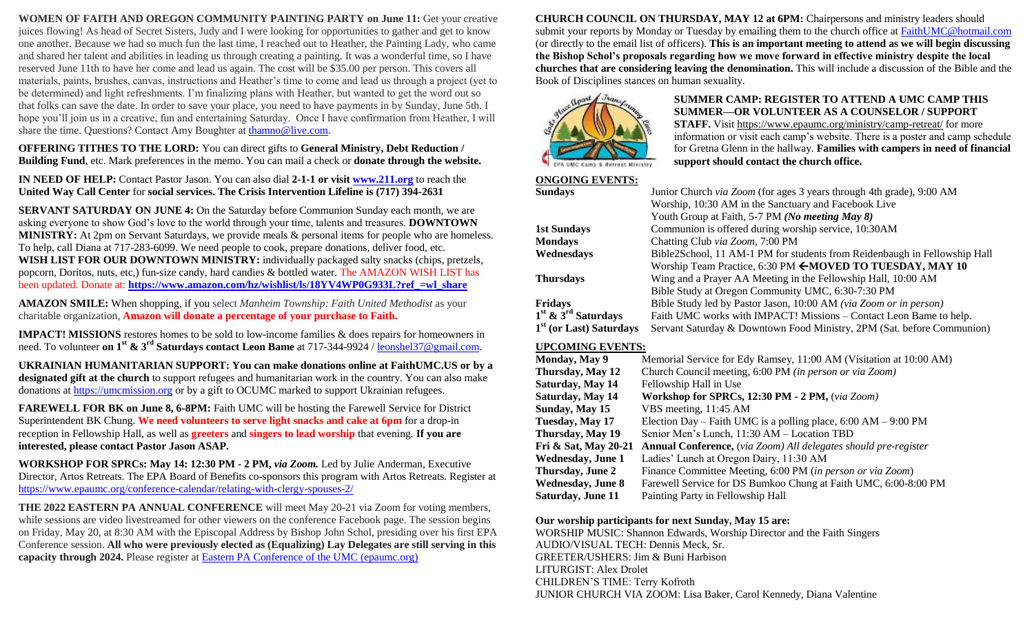**WOMEN OF FAITH AND OREGON COMMUNITY PAINTING PARTY on June 11:** Get your creative juices flowing! As head of Secret Sisters, Judy and I were looking for opportunities to gather and get to know one another. Because we had so much fun the last time, I reached out to Heather, the Painting Lady, who came and shared her talent and abilities in leading us through creating a painting. It was a wonderful time, so I have reserved June 11th to have her come and lead us again. The cost will be $35.00 per person. This covers all materials, paints, brushes, canvas, instructions and Heather's time to come and lead us through a project (yet to be determined) and light refreshments. I'm finalizing plans with Heather, but wanted to get the word out so that folks can save the date. In order to save your place, you need to have payments in by Sunday, June 5th. I hope you'll join us in a creative, fun and entertaining Saturday. Once I have confirmation from Heather, I will share the time. Questions? Contact Amy Boughter at thamno@live.com.

**OFFERING TITHES TO THE LORD:** You can direct gifts to **General Ministry, Debt Reduction / Building Fund**, etc. Mark preferences in the memo. You can mail a check or **donate through the website.**

**IN NEED OF HELP:** Contact Pastor Jason. You can also dial **2-1-1 or visit www.211.org** to reach the **United Way Call Center** for **social services. The Crisis Intervention Lifeline is (717) 394-2631**

**SERVANT SATURDAY ON JUNE 4:** On the Saturday before Communion Sunday each month, we are asking everyone to show God's love to the world through your time, talents and treasures. **DOWNTOWN MINISTRY:** At 2pm on Servant Saturdays, we provide meals & personal items for people who are homeless. To help, call Diana at 717-283-6099. We need people to cook, prepare donations, deliver food, etc.
**WISH LIST FOR OUR DOWNTOWN MINISTRY:** individually packaged salty snacks (chips, pretzels, popcorn, Doritos, nuts, etc,) fun-size candy, hard candies & bottled water. The AMAZON WISH LIST has been updated. Donate at: **https://www.amazon.com/hz/wishlist/ls/18YV4WP0G933L?ref_=wl_share**

**AMAZON SMILE:** When shopping, if you select *Manheim Township: Faith United Methodist* as your charitable organization, **Amazon will donate a percentage of your purchase to Faith.**

**IMPACT! MISSIONS** restores homes to be sold to low-income families & does repairs for homeowners in need. To volunteer **on 1st & 3rd Saturdays contact Leon Bame** at 717-344-9924 / leonshel37@gmail.com.

**UKRAINIAN HUMANITARIAN SUPPORT: You can make donations online at FaithUMC.US or by a designated gift at the church** to support refugees and humanitarian work in the country. You can also make donations at https://umcmission.org or by a gift to OCUMC marked to support Ukrainian refugees.

**FAREWELL FOR BK on June 8, 6-8PM:** Faith UMC will be hosting the Farewell Service for District Superintendent BK Chung. **We need volunteers to serve light snacks and cake at 6pm** for a drop-in reception in Fellowship Hall, as well as **greeters** and **singers to lead worship** that evening. **If you are interested, please contact Pastor Jason ASAP.**

**WORKSHOP FOR SPRCs: May 14: 12:30 PM - 2 PM,** ***via Zoom.*** Led by Julie Anderman, Executive Director, Artos Retreats. The EPA Board of Benefits co-sponsors this program with Artos Retreats. Register at https://www.epaumc.org/conference-calendar/relating-with-clergy-spouses-2/

**THE 2022 EASTERN PA ANNUAL CONFERENCE** will meet May 20-21 via Zoom for voting members, while sessions are video livestreamed for other viewers on the conference Facebook page. The session begins on Friday, May 20, at 8:30 AM with the Episcopal Address by Bishop John Schol, presiding over his first EPA Conference session. **All who were previously elected as (Equalizing) Lay Delegates are still serving in this capacity through 2024.** Please register at Eastern PA Conference of the UMC (epaumc.org)

**CHURCH COUNCIL ON THURSDAY, MAY 12 at 6PM:** Chairpersons and ministry leaders should submit your reports by Monday or Tuesday by emailing them to the church office at FaithUMC@hotmail.com (or directly to the email list of officers). **This is an important meeting to attend as we will begin discussing the Bishop Schol's proposals regarding how we move forward in effective ministry despite the local churches that are considering leaving the denomination.** This will include a discussion of the Bible and the Book of Disciplines stances on human sexuality.

**SUMMER CAMP: REGISTER TO ATTEND A UMC CAMP THIS SUMMER—OR VOLUNTEER AS A COUNSELOR / SUPPORT STAFF.** Visit https://www.epaumc.org/ministry/camp-retreat/ for more information or visit each camp's website. There is a poster and camp schedule for Gretna Glenn in the hallway. **Families with campers in need of financial support should contact the church office.**

**ONGOING EVENTS:**

| | |
|---|---|
| **Sundays** | Junior Church *via Zoom* (for ages 3 years through 4th grade), 9:00 AM |
| | Worship, 10:30 AM in the Sanctuary and Facebook Live |
| | Youth Group at Faith, 5-7 PM ***(No meeting May 8)*** |
| **1st Sundays** | Communion is offered during worship service, 10:30AM |
| **Mondays** | Chatting Club *via Zoom*, 7:00 PM |
| **Wednesdays** | Bible2School, 11 AM-1 PM for students from Reidenbaugh in Fellowship Hall |
| | Worship Team Practice, 6:30 PM **←MOVED TO TUESDAY, MAY 10** |
| **Thursdays** | Wing and a Prayer AA Meeting in the Fellowship Hall, 10:00 AM |
| | Bible Study at Oregon Community UMC, 6:30-7:30 PM |
| **Fridays** | Bible Study led by Pastor Jason, 10:00 AM *(via Zoom or in person)* |
| **1st & 3rd Saturdays** | Faith UMC works with IMPACT! Missions – Contact Leon Bame to help. |
| **1st (or Last) Saturdays** | Servant Saturday & Downtown Food Ministry, 2PM (Sat. before Communion) |

**UPCOMING EVENTS:**

| | |
|---|---|
| **Monday, May 9** | Memorial Service for Edy Ramsey, 11:00 AM (Visitation at 10:00 AM) |
| **Thursday, May 12** | Church Council meeting, 6:00 PM *(in person or via Zoom)* |
| **Saturday, May 14** | Fellowship Hall in Use |
| **Saturday, May 14** | **Workshop for SPRCs, 12:30 PM - 2 PM,** (*via Zoom)* |
| **Sunday, May 15** | VBS meeting, 11:45 AM |
| **Tuesday, May 17** | Election Day – Faith UMC is a polling place, 6:00 AM – 9:00 PM |
| **Thursday, May 19** | Senior Men's Lunch, 11:30 AM – Location TBD |
| **Fri & Sat, May 20-21** | **Annual Conference,** (*via Zoom) All delegates should pre-register* |
| **Wednesday, June 1** | Ladies' Lunch at Oregon Dairy, 11:30 AM |
| **Thursday, June 2** | Finance Committee Meeting, 6:00 PM (*in person or via Zoom*) |
| **Wednesday, June 8** | Farewell Service for DS Bumkoo Chung at Faith UMC, 6:00-8:00 PM |
| **Saturday, June 11** | Painting Party in Fellowship Hall |

**Our worship participants for next Sunday, May 15 are:**
WORSHIP MUSIC: Shannon Edwards, Worship Director and the Faith Singers
AUDIO/VISUAL TECH: Dennis Meck, Sr.
GREETER/USHERS: Jim & Buni Harbison
LITURGIST: Alex Drolet
CHILDREN'S TIME: Terry Kofroth
JUNIOR CHURCH VIA ZOOM: Lisa Baker, Carol Kennedy, Diana Valentine